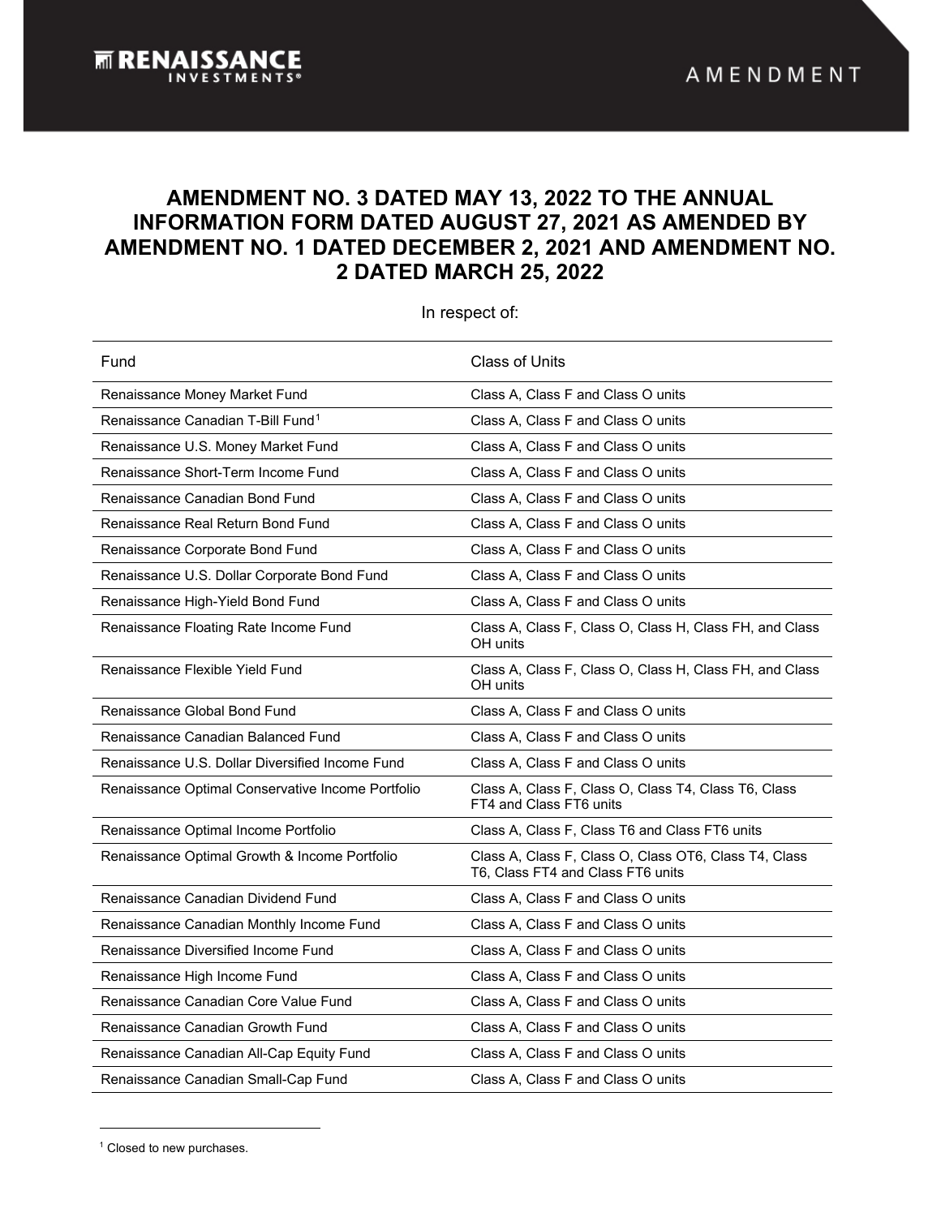**RENAISSANCE INVESTMENTS®**

AMENDMENT

# AMENDMENT NO. 3 DATED MAY 13, 2022 TO THE ANNUAL INFORMATION FORM DATED AUGUST 27, 2021 AS AMENDED BY AMENDMENT NO. 1 DATED DECEMBER 2, 2021 AND AMENDMENT NO. 2 DATED MARCH 25, 2022

In respect of:

| Fund | Class of Units |
|---|---|
| Renaissance Money Market Fund | Class A, Class F and Class O units |
| Renaissance Canadian T-Bill Fund[1] | Class A, Class F and Class O units |
| Renaissance U.S. Money Market Fund | Class A, Class F and Class O units |
| Renaissance Short-Term Income Fund | Class A, Class F and Class O units |
| Renaissance Canadian Bond Fund | Class A, Class F and Class O units |
| Renaissance Real Return Bond Fund | Class A, Class F and Class O units |
| Renaissance Corporate Bond Fund | Class A, Class F and Class O units |
| Renaissance U.S. Dollar Corporate Bond Fund | Class A, Class F and Class O units |
| Renaissance High-Yield Bond Fund | Class A, Class F and Class O units |
| Renaissance Floating Rate Income Fund | Class A, Class F, Class O, Class H, Class FH, and Class OH units |
| Renaissance Flexible Yield Fund | Class A, Class F, Class O, Class H, Class FH, and Class OH units |
| Renaissance Global Bond Fund | Class A, Class F and Class O units |
| Renaissance Canadian Balanced Fund | Class A, Class F and Class O units |
| Renaissance U.S. Dollar Diversified Income Fund | Class A, Class F and Class O units |
| Renaissance Optimal Conservative Income Portfolio | Class A, Class F, Class O, Class T4, Class T6, Class FT4 and Class FT6 units |
| Renaissance Optimal Income Portfolio | Class A, Class F, Class T6 and Class FT6 units |
| Renaissance Optimal Growth & Income Portfolio | Class A, Class F, Class O, Class OT6, Class T4, Class T6, Class FT4 and Class FT6 units |
| Renaissance Canadian Dividend Fund | Class A, Class F and Class O units |
| Renaissance Canadian Monthly Income Fund | Class A, Class F and Class O units |
| Renaissance Diversified Income Fund | Class A, Class F and Class O units |
| Renaissance High Income Fund | Class A, Class F and Class O units |
| Renaissance Canadian Core Value Fund | Class A, Class F and Class O units |
| Renaissance Canadian Growth Fund | Class A, Class F and Class O units |
| Renaissance Canadian All-Cap Equity Fund | Class A, Class F and Class O units |
| Renaissance Canadian Small-Cap Fund | Class A, Class F and Class O units |

[1] Closed to new purchases.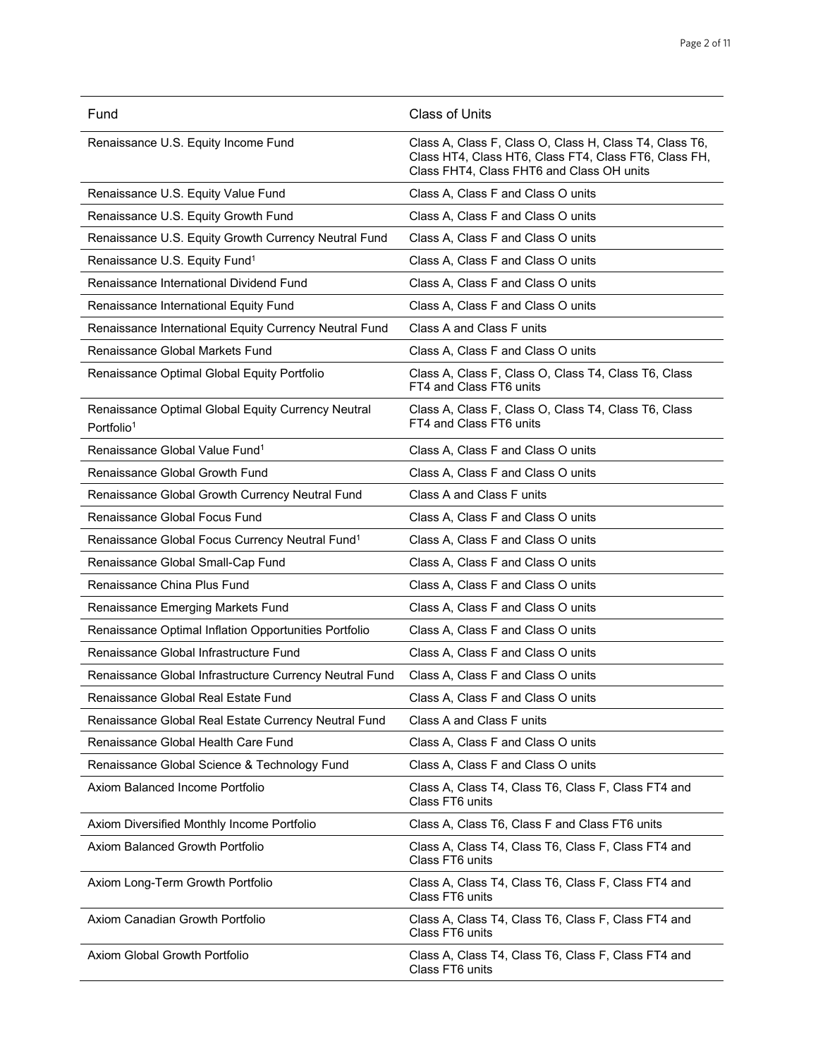| Fund | Class of Units |
| --- | --- |
| Renaissance U.S. Equity Income Fund | Class A, Class F, Class O, Class H, Class T4, Class T6, Class HT4, Class HT6, Class FT4, Class FT6, Class FH, Class FHT4, Class FHT6 and Class OH units |
| Renaissance U.S. Equity Value Fund | Class A, Class F and Class O units |
| Renaissance U.S. Equity Growth Fund | Class A, Class F and Class O units |
| Renaissance U.S. Equity Growth Currency Neutral Fund | Class A, Class F and Class O units |
| Renaissance U.S. Equity Fund[1] | Class A, Class F and Class O units |
| Renaissance International Dividend Fund | Class A, Class F and Class O units |
| Renaissance International Equity Fund | Class A, Class F and Class O units |
| Renaissance International Equity Currency Neutral Fund | Class A and Class F units |
| Renaissance Global Markets Fund | Class A, Class F and Class O units |
| Renaissance Optimal Global Equity Portfolio | Class A, Class F, Class O, Class T4, Class T6, Class FT4 and Class FT6 units |
| Renaissance Optimal Global Equity Currency Neutral Portfolio[1] | Class A, Class F, Class O, Class T4, Class T6, Class FT4 and Class FT6 units |
| Renaissance Global Value Fund[1] | Class A, Class F and Class O units |
| Renaissance Global Growth Fund | Class A, Class F and Class O units |
| Renaissance Global Growth Currency Neutral Fund | Class A and Class F units |
| Renaissance Global Focus Fund | Class A, Class F and Class O units |
| Renaissance Global Focus Currency Neutral Fund[1] | Class A, Class F and Class O units |
| Renaissance Global Small-Cap Fund | Class A, Class F and Class O units |
| Renaissance China Plus Fund | Class A, Class F and Class O units |
| Renaissance Emerging Markets Fund | Class A, Class F and Class O units |
| Renaissance Optimal Inflation Opportunities Portfolio | Class A, Class F and Class O units |
| Renaissance Global Infrastructure Fund | Class A, Class F and Class O units |
| Renaissance Global Infrastructure Currency Neutral Fund | Class A, Class F and Class O units |
| Renaissance Global Real Estate Fund | Class A, Class F and Class O units |
| Renaissance Global Real Estate Currency Neutral Fund | Class A and Class F units |
| Renaissance Global Health Care Fund | Class A, Class F and Class O units |
| Renaissance Global Science & Technology Fund | Class A, Class F and Class O units |
| Axiom Balanced Income Portfolio | Class A, Class T4, Class T6, Class F, Class FT4 and Class FT6 units |
| Axiom Diversified Monthly Income Portfolio | Class A, Class T6, Class F and Class FT6 units |
| Axiom Balanced Growth Portfolio | Class A, Class T4, Class T6, Class F, Class FT4 and Class FT6 units |
| Axiom Long-Term Growth Portfolio | Class A, Class T4, Class T6, Class F, Class FT4 and Class FT6 units |
| Axiom Canadian Growth Portfolio | Class A, Class T4, Class T6, Class F, Class FT4 and Class FT6 units |
| Axiom Global Growth Portfolio | Class A, Class T4, Class T6, Class F, Class FT4 and Class FT6 units |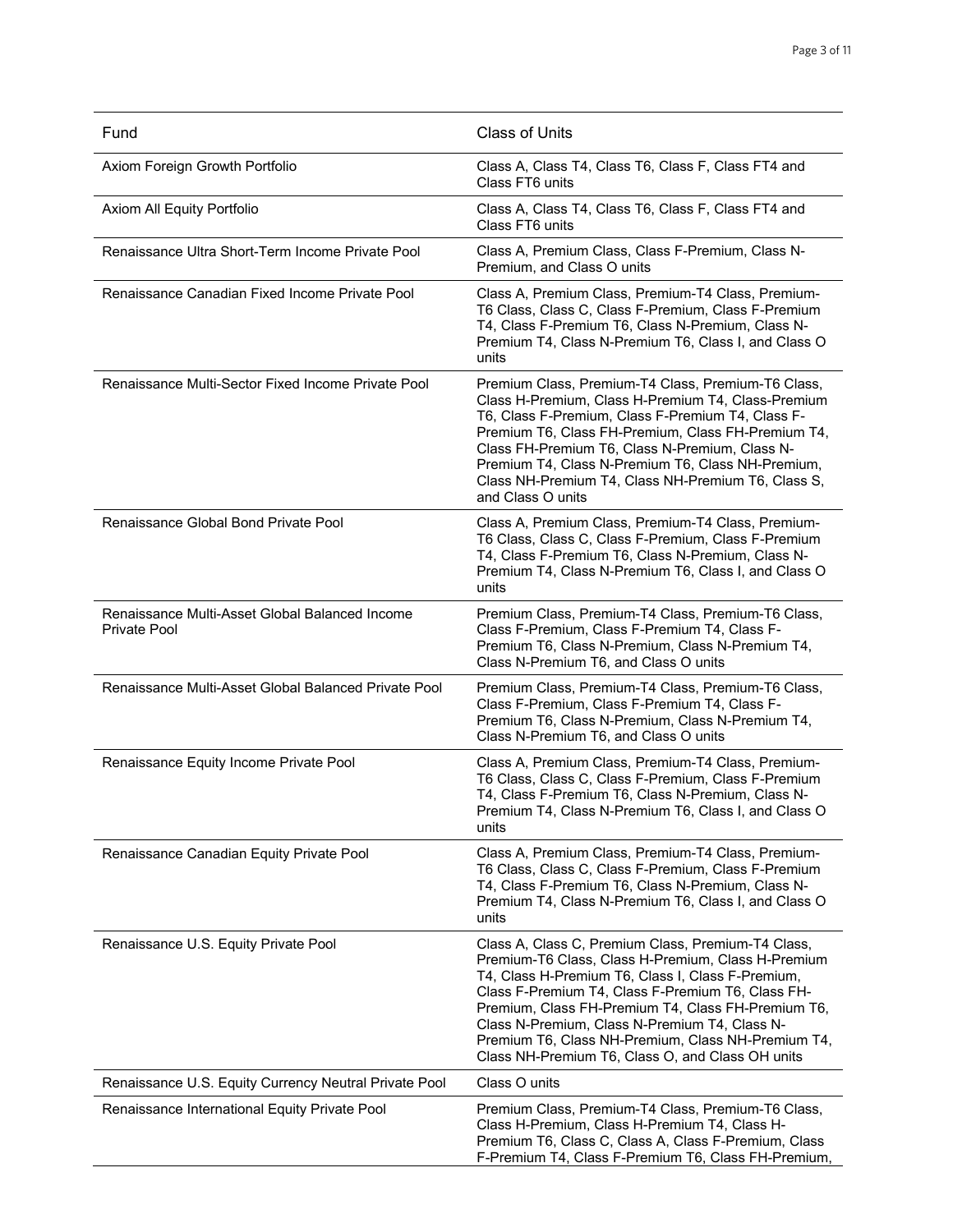| Fund | Class of Units |
| --- | --- |
| Axiom Foreign Growth Portfolio | Class A, Class T4, Class T6, Class F, Class FT4 and Class FT6 units |
| Axiom All Equity Portfolio | Class A, Class T4, Class T6, Class F, Class FT4 and Class FT6 units |
| Renaissance Ultra Short-Term Income Private Pool | Class A, Premium Class, Class F-Premium, Class N-Premium, and Class O units |
| Renaissance Canadian Fixed Income Private Pool | Class A, Premium Class, Premium-T4 Class, Premium-T6 Class, Class C, Class F-Premium, Class F-Premium T4, Class F-Premium T6, Class N-Premium, Class N-Premium T4, Class N-Premium T6, Class I, and Class O units |
| Renaissance Multi-Sector Fixed Income Private Pool | Premium Class, Premium-T4 Class, Premium-T6 Class, Class H-Premium, Class H-Premium T4, Class-Premium T6, Class F-Premium, Class F-Premium T4, Class F-Premium T6, Class FH-Premium, Class FH-Premium T4, Class FH-Premium T6, Class N-Premium, Class N-Premium T4, Class N-Premium T6, Class NH-Premium, Class NH-Premium T4, Class NH-Premium T6, Class S, and Class O units |
| Renaissance Global Bond Private Pool | Class A, Premium Class, Premium-T4 Class, Premium-T6 Class, Class C, Class F-Premium, Class F-Premium T4, Class F-Premium T6, Class N-Premium, Class N-Premium T4, Class N-Premium T6, Class I, and Class O units |
| Renaissance Multi-Asset Global Balanced Income Private Pool | Premium Class, Premium-T4 Class, Premium-T6 Class, Class F-Premium, Class F-Premium T4, Class F-Premium T6, Class N-Premium, Class N-Premium T4, Class N-Premium T6, and Class O units |
| Renaissance Multi-Asset Global Balanced Private Pool | Premium Class, Premium-T4 Class, Premium-T6 Class, Class F-Premium, Class F-Premium T4, Class F-Premium T6, Class N-Premium, Class N-Premium T4, Class N-Premium T6, and Class O units |
| Renaissance Equity Income Private Pool | Class A, Premium Class, Premium-T4 Class, Premium-T6 Class, Class C, Class F-Premium, Class F-Premium T4, Class F-Premium T6, Class N-Premium, Class N-Premium T4, Class N-Premium T6, Class I, and Class O units |
| Renaissance Canadian Equity Private Pool | Class A, Premium Class, Premium-T4 Class, Premium-T6 Class, Class C, Class F-Premium, Class F-Premium T4, Class F-Premium T6, Class N-Premium, Class N-Premium T4, Class N-Premium T6, Class I, and Class O units |
| Renaissance U.S. Equity Private Pool | Class A, Class C, Premium Class, Premium-T4 Class, Premium-T6 Class, Class H-Premium, Class H-Premium T4, Class H-Premium T6, Class I, Class F-Premium, Class F-Premium T4, Class F-Premium T6, Class FH-Premium, Class FH-Premium T4, Class FH-Premium T6, Class N-Premium, Class N-Premium T4, Class N-Premium T6, Class NH-Premium, Class NH-Premium T4, Class NH-Premium T6, Class O, and Class OH units |
| Renaissance U.S. Equity Currency Neutral Private Pool | Class O units |
| Renaissance International Equity Private Pool | Premium Class, Premium-T4 Class, Premium-T6 Class, Class H-Premium, Class H-Premium T4, Class H-Premium T6, Class C, Class A, Class F-Premium, Class F-Premium T4, Class F-Premium T6, Class FH-Premium, |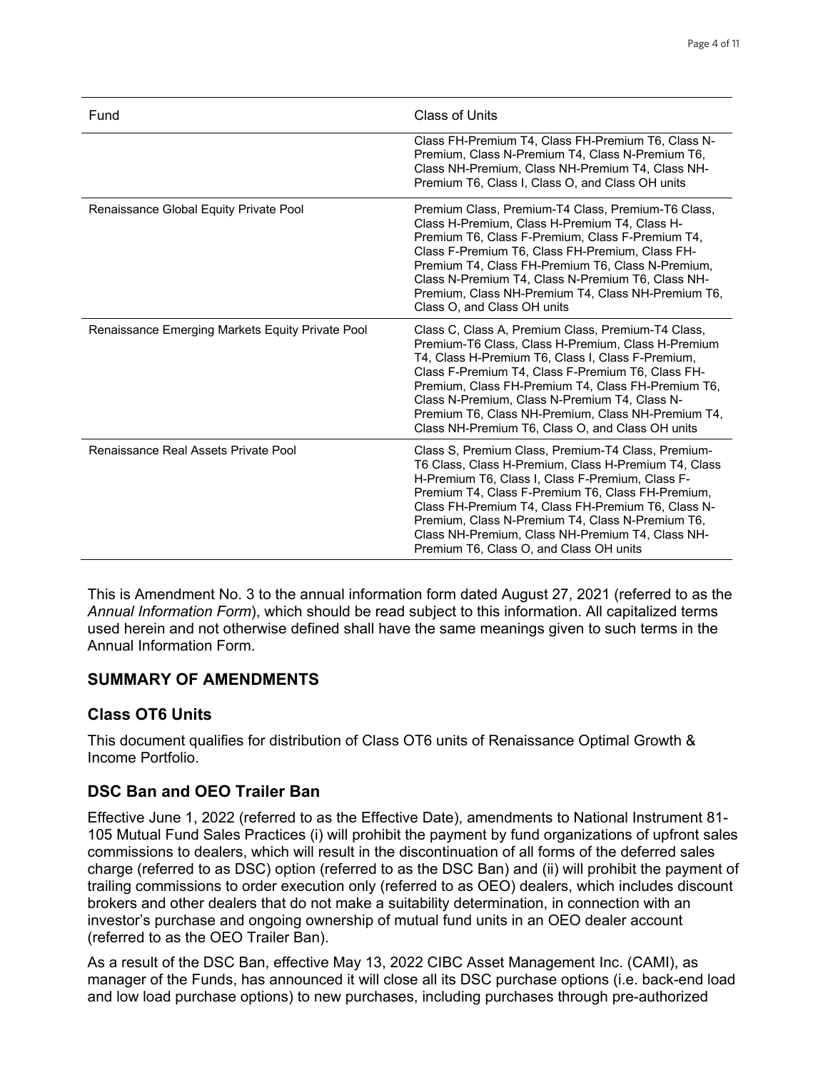| Fund | Class of Units |
|---|---|
| | Class FH-Premium T4, Class FH-Premium T6, Class N-Premium, Class N-Premium T4, Class N-Premium T6, Class NH-Premium, Class NH-Premium T4, Class NH-Premium T6, Class I, Class O, and Class OH units |
| Renaissance Global Equity Private Pool | Premium Class, Premium-T4 Class, Premium-T6 Class, Class H-Premium, Class H-Premium T4, Class H-Premium T6, Class F-Premium, Class F-Premium T4, Class F-Premium T6, Class FH-Premium, Class FH-Premium T4, Class FH-Premium T6, Class N-Premium, Class N-Premium T4, Class N-Premium T6, Class NH-Premium, Class NH-Premium T4, Class NH-Premium T6, Class O, and Class OH units |
| Renaissance Emerging Markets Equity Private Pool | Class C, Class A, Premium Class, Premium-T4 Class, Premium-T6 Class, Class H-Premium, Class H-Premium T4, Class H-Premium T6, Class I, Class F-Premium, Class F-Premium T4, Class F-Premium T6, Class FH-Premium, Class FH-Premium T4, Class FH-Premium T6, Class N-Premium, Class N-Premium T4, Class N-Premium T6, Class NH-Premium, Class NH-Premium T4, Class NH-Premium T6, Class O, and Class OH units |
| Renaissance Real Assets Private Pool | Class S, Premium Class, Premium-T4 Class, Premium-T6 Class, Class H-Premium, Class H-Premium T4, Class H-Premium T6, Class I, Class F-Premium, Class F-Premium T4, Class F-Premium T6, Class FH-Premium, Class FH-Premium T4, Class FH-Premium T6, Class N-Premium, Class N-Premium T4, Class N-Premium T6, Class NH-Premium, Class NH-Premium T4, Class NH-Premium T6, Class O, and Class OH units |

This is Amendment No. 3 to the annual information form dated August 27, 2021 (referred to as the *Annual Information Form*), which should be read subject to this information. All capitalized terms used herein and not otherwise defined shall have the same meanings given to such terms in the Annual Information Form.

## SUMMARY OF AMENDMENTS

### Class OT6 Units

This document qualifies for distribution of Class OT6 units of Renaissance Optimal Growth & Income Portfolio.

### DSC Ban and OEO Trailer Ban

Effective June 1, 2022 (referred to as the Effective Date), amendments to National Instrument 81-105 Mutual Fund Sales Practices (i) will prohibit the payment by fund organizations of upfront sales commissions to dealers, which will result in the discontinuation of all forms of the deferred sales charge (referred to as DSC) option (referred to as the DSC Ban) and (ii) will prohibit the payment of trailing commissions to order execution only (referred to as OEO) dealers, which includes discount brokers and other dealers that do not make a suitability determination, in connection with an investor's purchase and ongoing ownership of mutual fund units in an OEO dealer account (referred to as the OEO Trailer Ban).

As a result of the DSC Ban, effective May 13, 2022 CIBC Asset Management Inc. (CAMI), as manager of the Funds, has announced it will close all its DSC purchase options (i.e. back-end load and low load purchase options) to new purchases, including purchases through pre-authorized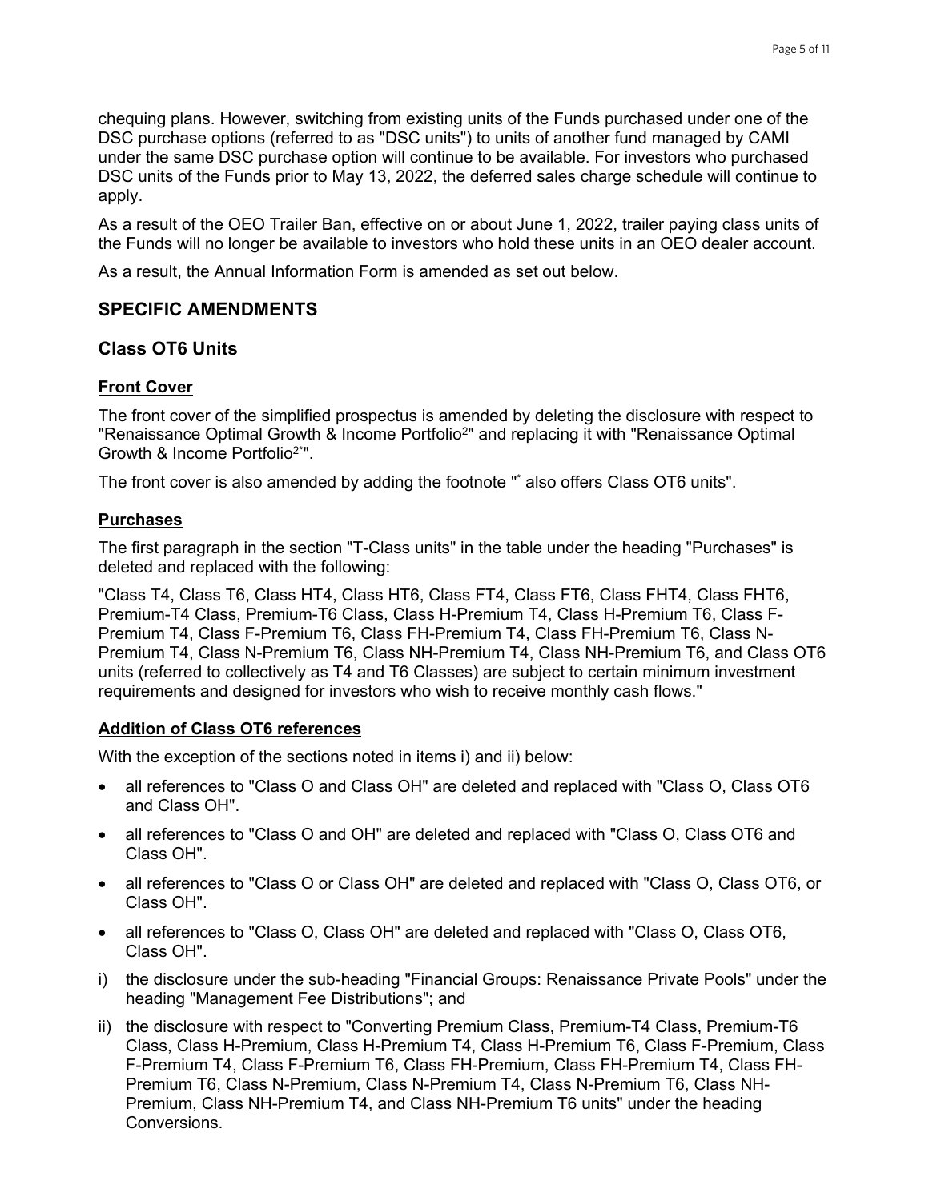chequing plans. However, switching from existing units of the Funds purchased under one of the DSC purchase options (referred to as "DSC units") to units of another fund managed by CAMI under the same DSC purchase option will continue to be available. For investors who purchased DSC units of the Funds prior to May 13, 2022, the deferred sales charge schedule will continue to apply.

As a result of the OEO Trailer Ban, effective on or about June 1, 2022, trailer paying class units of the Funds will no longer be available to investors who hold these units in an OEO dealer account.

As a result, the Annual Information Form is amended as set out below.

## SPECIFIC AMENDMENTS

### Class OT6 Units

**Front Cover**

The front cover of the simplified prospectus is amended by deleting the disclosure with respect to "Renaissance Optimal Growth & Income Portfolio[2]" and replacing it with "Renaissance Optimal Growth & Income Portfolio[2*]".

The front cover is also amended by adding the footnote "[*] also offers Class OT6 units".

**Purchases**

The first paragraph in the section "T-Class units" in the table under the heading "Purchases" is deleted and replaced with the following:

"Class T4, Class T6, Class HT4, Class HT6, Class FT4, Class FT6, Class FHT4, Class FHT6, Premium-T4 Class, Premium-T6 Class, Class H-Premium T4, Class H-Premium T6, Class F-Premium T4, Class F-Premium T6, Class FH-Premium T4, Class FH-Premium T6, Class N-Premium T4, Class N-Premium T6, Class NH-Premium T4, Class NH-Premium T6, and Class OT6 units (referred to collectively as T4 and T6 Classes) are subject to certain minimum investment requirements and designed for investors who wish to receive monthly cash flows."

**Addition of Class OT6 references**

With the exception of the sections noted in items i) and ii) below:

- all references to "Class O and Class OH" are deleted and replaced with "Class O, Class OT6 and Class OH".
- all references to "Class O and OH" are deleted and replaced with "Class O, Class OT6 and Class OH".
- all references to "Class O or Class OH" are deleted and replaced with "Class O, Class OT6, or Class OH".
- all references to "Class O, Class OH" are deleted and replaced with "Class O, Class OT6, Class OH".

i) the disclosure under the sub-heading "Financial Groups: Renaissance Private Pools" under the heading "Management Fee Distributions"; and

ii) the disclosure with respect to "Converting Premium Class, Premium-T4 Class, Premium-T6 Class, Class H-Premium, Class H-Premium T4, Class H-Premium T6, Class F-Premium, Class F-Premium T4, Class F-Premium T6, Class FH-Premium, Class FH-Premium T4, Class FH-Premium T6, Class N-Premium, Class N-Premium T4, Class N-Premium T6, Class NH-Premium, Class NH-Premium T4, and Class NH-Premium T6 units" under the heading Conversions.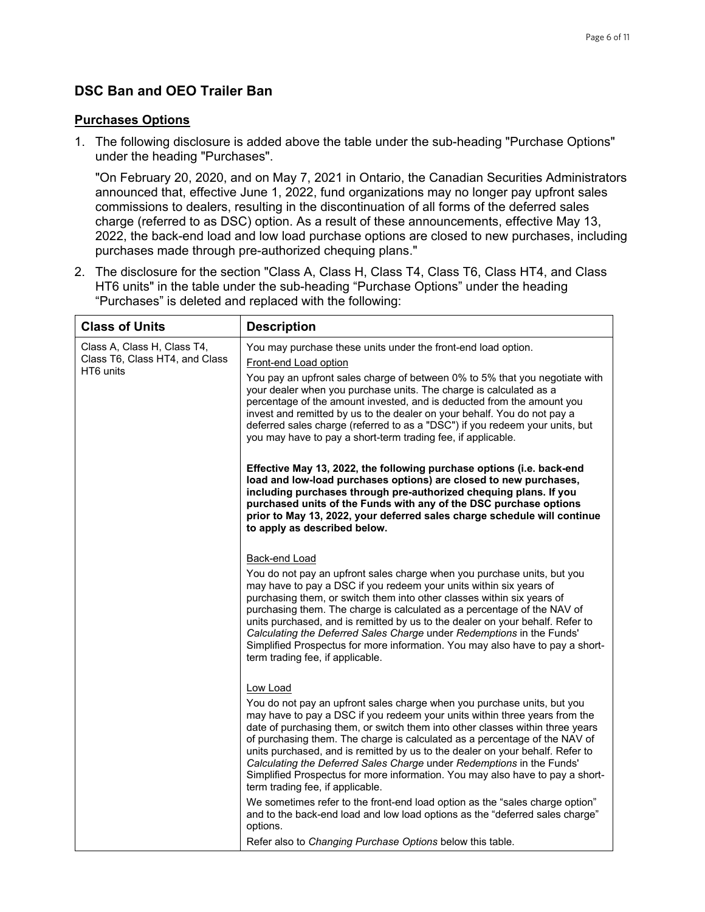## DSC Ban and OEO Trailer Ban

### Purchases Options

1. The following disclosure is added above the table under the sub-heading "Purchase Options" under the heading "Purchases".

   "On February 20, 2020, and on May 7, 2021 in Ontario, the Canadian Securities Administrators announced that, effective June 1, 2022, fund organizations may no longer pay upfront sales commissions to dealers, resulting in the discontinuation of all forms of the deferred sales charge (referred to as DSC) option. As a result of these announcements, effective May 13, 2022, the back-end load and low load purchase options are closed to new purchases, including purchases made through pre-authorized chequing plans."

2. The disclosure for the section "Class A, Class H, Class T4, Class T6, Class HT4, and Class HT6 units" in the table under the sub-heading "Purchase Options" under the heading "Purchases" is deleted and replaced with the following:

| Class of Units | Description |
|---|---|
| Class A, Class H, Class T4, Class T6, Class HT4, and Class HT6 units | You may purchase these units under the front-end load option.<br><br>Front-end Load option<br><br>You pay an upfront sales charge of between 0% to 5% that you negotiate with your dealer when you purchase units. The charge is calculated as a percentage of the amount invested, and is deducted from the amount you invest and remitted by us to the dealer on your behalf. You do not pay a deferred sales charge (referred to as a "DSC") if you redeem your units, but you may have to pay a short-term trading fee, if applicable.<br><br>**Effective May 13, 2022, the following purchase options (i.e. back-end load and low-load purchases options) are closed to new purchases, including purchases through pre-authorized chequing plans. If you purchased units of the Funds with any of the DSC purchase options prior to May 13, 2022, your deferred sales charge schedule will continue to apply as described below.**<br><br>Back-end Load<br><br>You do not pay an upfront sales charge when you purchase units, but you may have to pay a DSC if you redeem your units within six years of purchasing them, or switch them into other classes within six years of purchasing them. The charge is calculated as a percentage of the NAV of units purchased, and is remitted by us to the dealer on your behalf. Refer to *Calculating the Deferred Sales Charge* under *Redemptions* in the Funds' Simplified Prospectus for more information. You may also have to pay a short-term trading fee, if applicable.<br><br>Low Load<br><br>You do not pay an upfront sales charge when you purchase units, but you may have to pay a DSC if you redeem your units within three years from the date of purchasing them, or switch them into other classes within three years of purchasing them. The charge is calculated as a percentage of the NAV of units purchased, and is remitted by us to the dealer on your behalf. Refer to *Calculating the Deferred Sales Charge* under *Redemptions* in the Funds' Simplified Prospectus for more information. You may also have to pay a short-term trading fee, if applicable.<br><br>We sometimes refer to the front-end load option as the "sales charge option" and to the back-end load and low load options as the "deferred sales charge" options.<br><br>Refer also to *Changing Purchase Options* below this table. |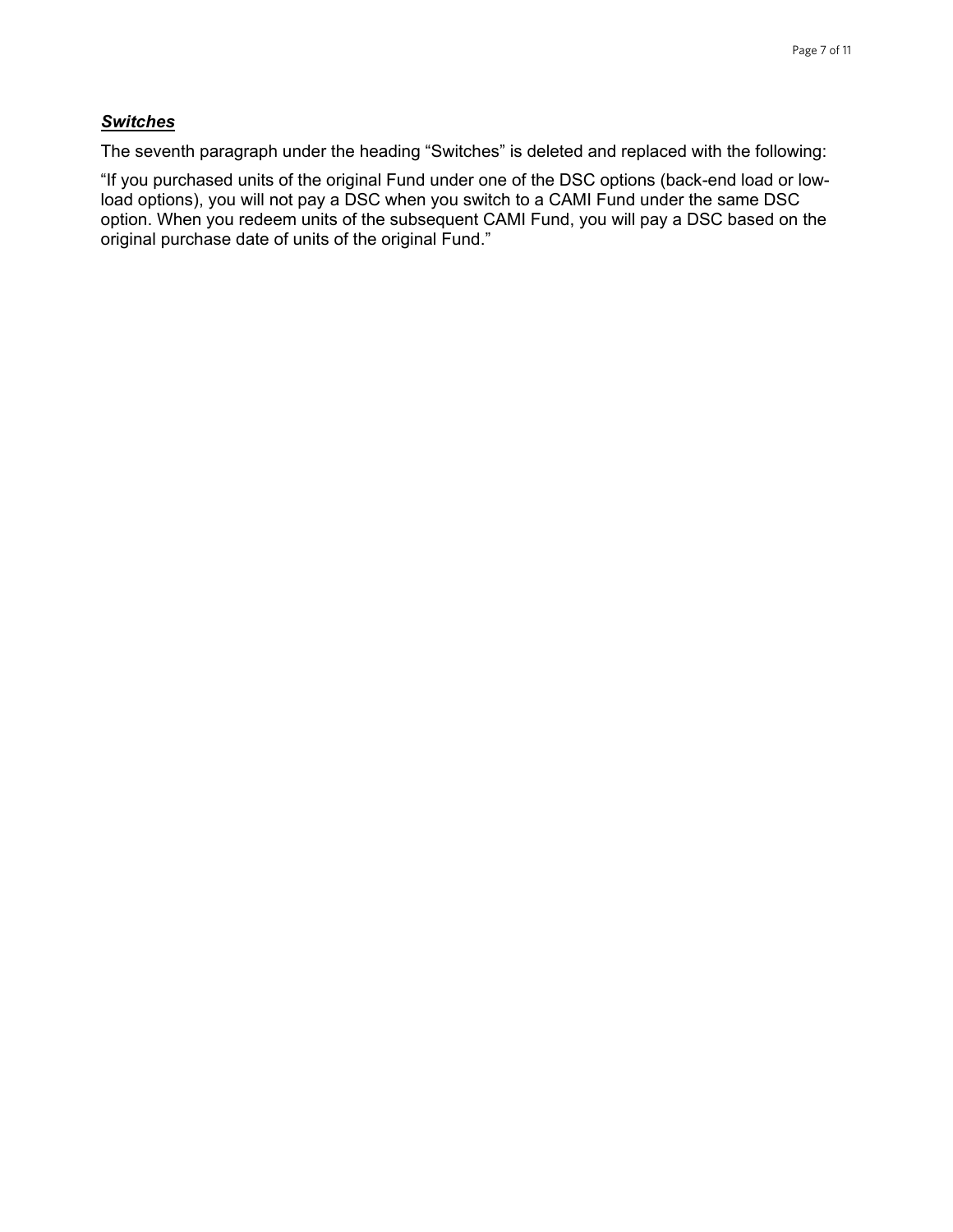***Switches***

The seventh paragraph under the heading "Switches" is deleted and replaced with the following:

"If you purchased units of the original Fund under one of the DSC options (back-end load or low-load options), you will not pay a DSC when you switch to a CAMI Fund under the same DSC option. When you redeem units of the subsequent CAMI Fund, you will pay a DSC based on the original purchase date of units of the original Fund."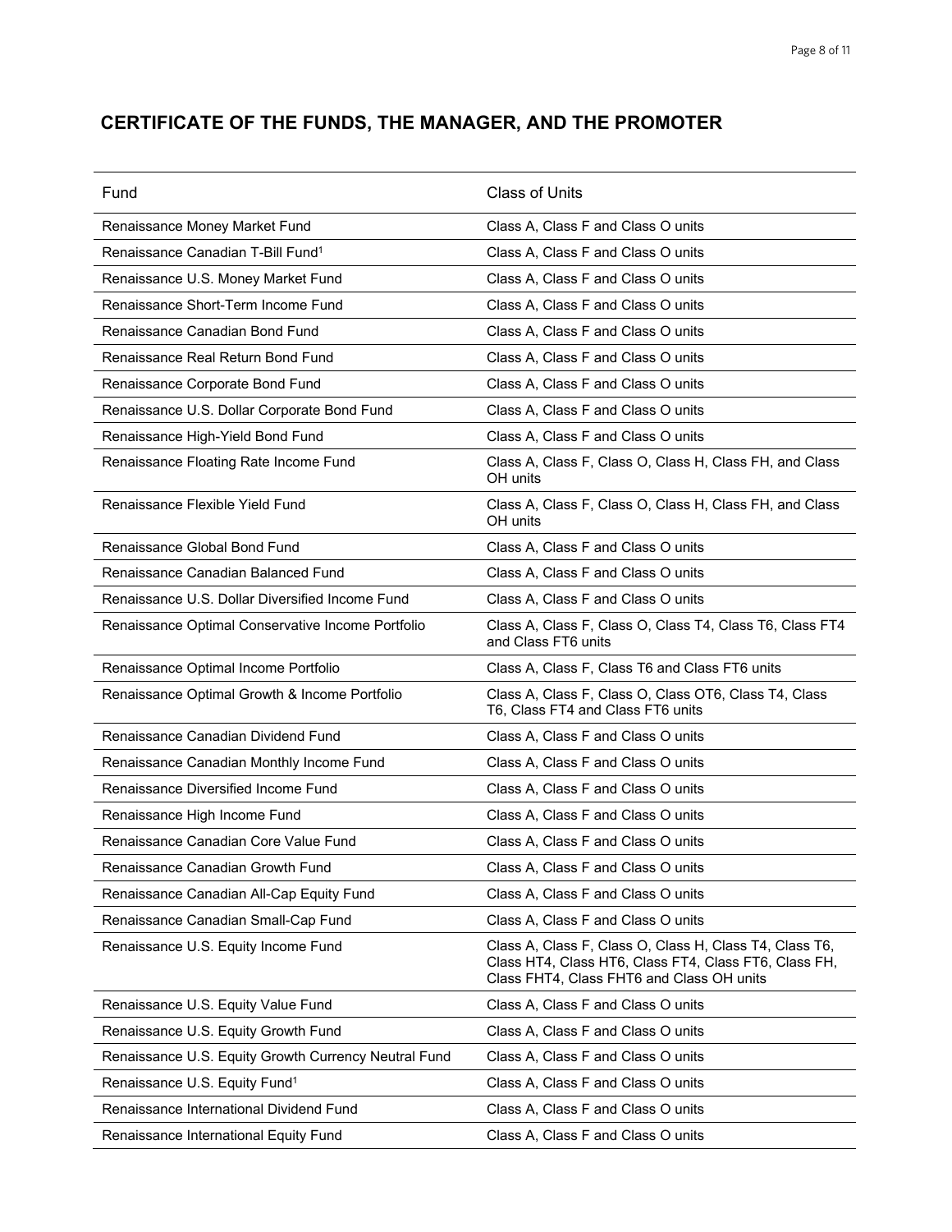## CERTIFICATE OF THE FUNDS, THE MANAGER, AND THE PROMOTER

| Fund | Class of Units |
|---|---|
| Renaissance Money Market Fund | Class A, Class F and Class O units |
| Renaissance Canadian T-Bill Fund[1] | Class A, Class F and Class O units |
| Renaissance U.S. Money Market Fund | Class A, Class F and Class O units |
| Renaissance Short-Term Income Fund | Class A, Class F and Class O units |
| Renaissance Canadian Bond Fund | Class A, Class F and Class O units |
| Renaissance Real Return Bond Fund | Class A, Class F and Class O units |
| Renaissance Corporate Bond Fund | Class A, Class F and Class O units |
| Renaissance U.S. Dollar Corporate Bond Fund | Class A, Class F and Class O units |
| Renaissance High-Yield Bond Fund | Class A, Class F and Class O units |
| Renaissance Floating Rate Income Fund | Class A, Class F, Class O, Class H, Class FH, and Class OH units |
| Renaissance Flexible Yield Fund | Class A, Class F, Class O, Class H, Class FH, and Class OH units |
| Renaissance Global Bond Fund | Class A, Class F and Class O units |
| Renaissance Canadian Balanced Fund | Class A, Class F and Class O units |
| Renaissance U.S. Dollar Diversified Income Fund | Class A, Class F and Class O units |
| Renaissance Optimal Conservative Income Portfolio | Class A, Class F, Class O, Class T4, Class T6, Class FT4 and Class FT6 units |
| Renaissance Optimal Income Portfolio | Class A, Class F, Class T6 and Class FT6 units |
| Renaissance Optimal Growth & Income Portfolio | Class A, Class F, Class O, Class OT6, Class T4, Class T6, Class FT4 and Class FT6 units |
| Renaissance Canadian Dividend Fund | Class A, Class F and Class O units |
| Renaissance Canadian Monthly Income Fund | Class A, Class F and Class O units |
| Renaissance Diversified Income Fund | Class A, Class F and Class O units |
| Renaissance High Income Fund | Class A, Class F and Class O units |
| Renaissance Canadian Core Value Fund | Class A, Class F and Class O units |
| Renaissance Canadian Growth Fund | Class A, Class F and Class O units |
| Renaissance Canadian All-Cap Equity Fund | Class A, Class F and Class O units |
| Renaissance Canadian Small-Cap Fund | Class A, Class F and Class O units |
| Renaissance U.S. Equity Income Fund | Class A, Class F, Class O, Class H, Class T4, Class T6, Class HT4, Class HT6, Class FT4, Class FT6, Class FH, Class FHT4, Class FHT6 and Class OH units |
| Renaissance U.S. Equity Value Fund | Class A, Class F and Class O units |
| Renaissance U.S. Equity Growth Fund | Class A, Class F and Class O units |
| Renaissance U.S. Equity Growth Currency Neutral Fund | Class A, Class F and Class O units |
| Renaissance U.S. Equity Fund[1] | Class A, Class F and Class O units |
| Renaissance International Dividend Fund | Class A, Class F and Class O units |
| Renaissance International Equity Fund | Class A, Class F and Class O units |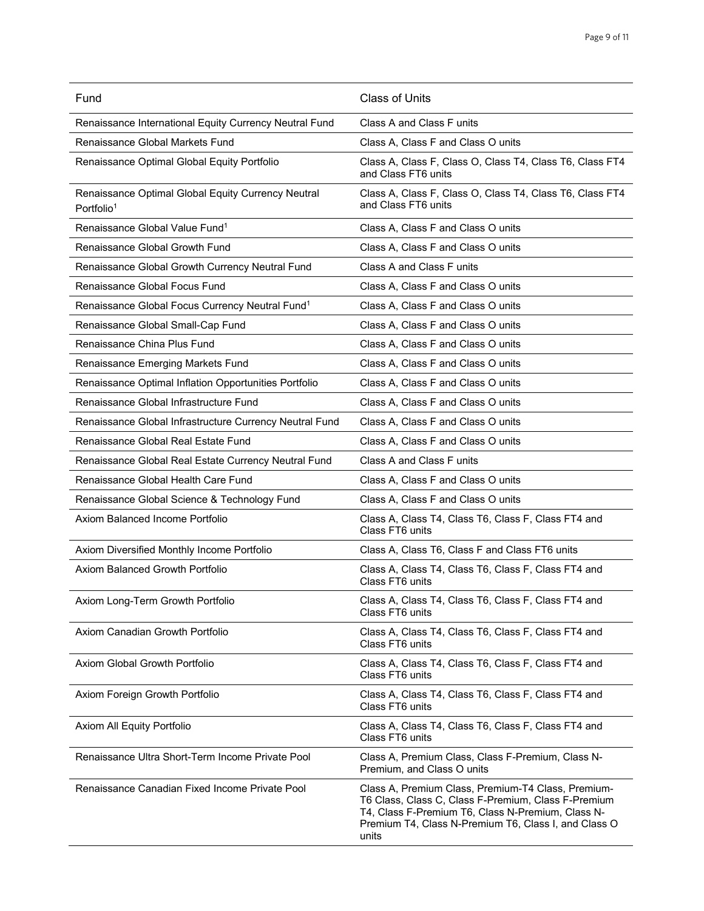| Fund | Class of Units |
|---|---|
| Renaissance International Equity Currency Neutral Fund | Class A and Class F units |
| Renaissance Global Markets Fund | Class A, Class F and Class O units |
| Renaissance Optimal Global Equity Portfolio | Class A, Class F, Class O, Class T4, Class T6, Class FT4 and Class FT6 units |
| Renaissance Optimal Global Equity Currency Neutral Portfolio[1] | Class A, Class F, Class O, Class T4, Class T6, Class FT4 and Class FT6 units |
| Renaissance Global Value Fund[1] | Class A, Class F and Class O units |
| Renaissance Global Growth Fund | Class A, Class F and Class O units |
| Renaissance Global Growth Currency Neutral Fund | Class A and Class F units |
| Renaissance Global Focus Fund | Class A, Class F and Class O units |
| Renaissance Global Focus Currency Neutral Fund[1] | Class A, Class F and Class O units |
| Renaissance Global Small-Cap Fund | Class A, Class F and Class O units |
| Renaissance China Plus Fund | Class A, Class F and Class O units |
| Renaissance Emerging Markets Fund | Class A, Class F and Class O units |
| Renaissance Optimal Inflation Opportunities Portfolio | Class A, Class F and Class O units |
| Renaissance Global Infrastructure Fund | Class A, Class F and Class O units |
| Renaissance Global Infrastructure Currency Neutral Fund | Class A, Class F and Class O units |
| Renaissance Global Real Estate Fund | Class A, Class F and Class O units |
| Renaissance Global Real Estate Currency Neutral Fund | Class A and Class F units |
| Renaissance Global Health Care Fund | Class A, Class F and Class O units |
| Renaissance Global Science & Technology Fund | Class A, Class F and Class O units |
| Axiom Balanced Income Portfolio | Class A, Class T4, Class T6, Class F, Class FT4 and Class FT6 units |
| Axiom Diversified Monthly Income Portfolio | Class A, Class T6, Class F and Class FT6 units |
| Axiom Balanced Growth Portfolio | Class A, Class T4, Class T6, Class F, Class FT4 and Class FT6 units |
| Axiom Long-Term Growth Portfolio | Class A, Class T4, Class T6, Class F, Class FT4 and Class FT6 units |
| Axiom Canadian Growth Portfolio | Class A, Class T4, Class T6, Class F, Class FT4 and Class FT6 units |
| Axiom Global Growth Portfolio | Class A, Class T4, Class T6, Class F, Class FT4 and Class FT6 units |
| Axiom Foreign Growth Portfolio | Class A, Class T4, Class T6, Class F, Class FT4 and Class FT6 units |
| Axiom All Equity Portfolio | Class A, Class T4, Class T6, Class F, Class FT4 and Class FT6 units |
| Renaissance Ultra Short-Term Income Private Pool | Class A, Premium Class, Class F-Premium, Class N-Premium, and Class O units |
| Renaissance Canadian Fixed Income Private Pool | Class A, Premium Class, Premium-T4 Class, Premium-T6 Class, Class C, Class F-Premium, Class F-Premium T4, Class F-Premium T6, Class N-Premium, Class N-Premium T4, Class N-Premium T6, Class I, and Class O units |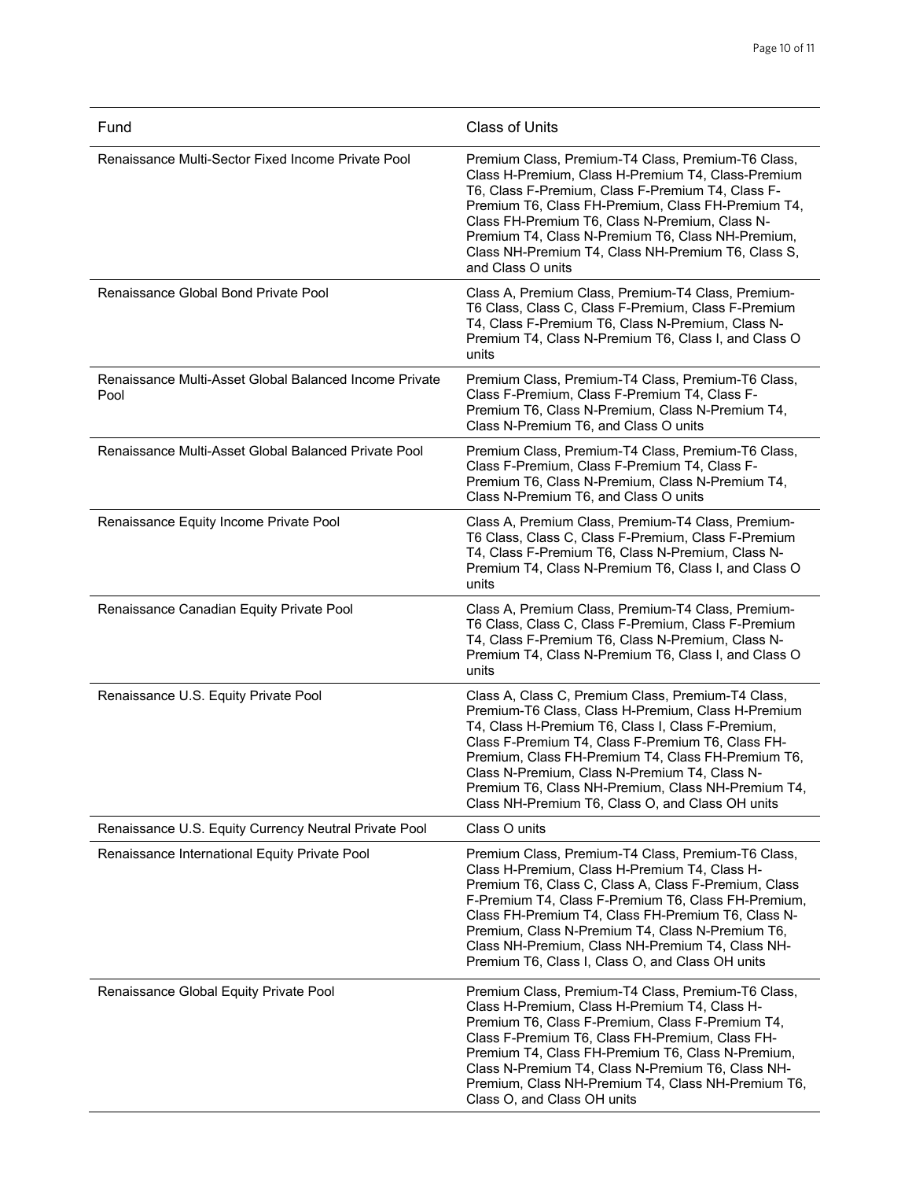| Fund | Class of Units |
| --- | --- |
| Renaissance Multi-Sector Fixed Income Private Pool | Premium Class, Premium-T4 Class, Premium-T6 Class, Class H-Premium, Class H-Premium T4, Class-Premium T6, Class F-Premium, Class F-Premium T4, Class F-Premium T6, Class FH-Premium, Class FH-Premium T4, Class FH-Premium T6, Class N-Premium, Class N-Premium T4, Class N-Premium T6, Class NH-Premium, Class NH-Premium T4, Class NH-Premium T6, Class S, and Class O units |
| Renaissance Global Bond Private Pool | Class A, Premium Class, Premium-T4 Class, Premium-T6 Class, Class C, Class F-Premium, Class F-Premium T4, Class F-Premium T6, Class N-Premium, Class N-Premium T4, Class N-Premium T6, Class I, and Class O units |
| Renaissance Multi-Asset Global Balanced Income Private Pool | Premium Class, Premium-T4 Class, Premium-T6 Class, Class F-Premium, Class F-Premium T4, Class F-Premium T6, Class N-Premium, Class N-Premium T4, Class N-Premium T6, and Class O units |
| Renaissance Multi-Asset Global Balanced Private Pool | Premium Class, Premium-T4 Class, Premium-T6 Class, Class F-Premium, Class F-Premium T4, Class F-Premium T6, Class N-Premium, Class N-Premium T4, Class N-Premium T6, and Class O units |
| Renaissance Equity Income Private Pool | Class A, Premium Class, Premium-T4 Class, Premium-T6 Class, Class C, Class F-Premium, Class F-Premium T4, Class F-Premium T6, Class N-Premium, Class N-Premium T4, Class N-Premium T6, Class I, and Class O units |
| Renaissance Canadian Equity Private Pool | Class A, Premium Class, Premium-T4 Class, Premium-T6 Class, Class C, Class F-Premium, Class F-Premium T4, Class F-Premium T6, Class N-Premium, Class N-Premium T4, Class N-Premium T6, Class I, and Class O units |
| Renaissance U.S. Equity Private Pool | Class A, Class C, Premium Class, Premium-T4 Class, Premium-T6 Class, Class H-Premium, Class H-Premium T4, Class H-Premium T6, Class I, Class F-Premium, Class F-Premium T4, Class F-Premium T6, Class FH-Premium, Class FH-Premium T4, Class FH-Premium T6, Class N-Premium, Class N-Premium T4, Class N-Premium T6, Class NH-Premium, Class NH-Premium T4, Class NH-Premium T6, Class O, and Class OH units |
| Renaissance U.S. Equity Currency Neutral Private Pool | Class O units |
| Renaissance International Equity Private Pool | Premium Class, Premium-T4 Class, Premium-T6 Class, Class H-Premium, Class H-Premium T4, Class H-Premium T6, Class C, Class A, Class F-Premium, Class F-Premium T4, Class F-Premium T6, Class FH-Premium, Class FH-Premium T4, Class FH-Premium T6, Class N-Premium, Class N-Premium T4, Class N-Premium T6, Class NH-Premium, Class NH-Premium T4, Class NH-Premium T6, Class I, Class O, and Class OH units |
| Renaissance Global Equity Private Pool | Premium Class, Premium-T4 Class, Premium-T6 Class, Class H-Premium, Class H-Premium T4, Class H-Premium T6, Class F-Premium, Class F-Premium T4, Class F-Premium T6, Class FH-Premium, Class FH-Premium T4, Class FH-Premium T6, Class N-Premium, Class N-Premium T4, Class N-Premium T6, Class NH-Premium, Class NH-Premium T4, Class NH-Premium T6, Class O, and Class OH units |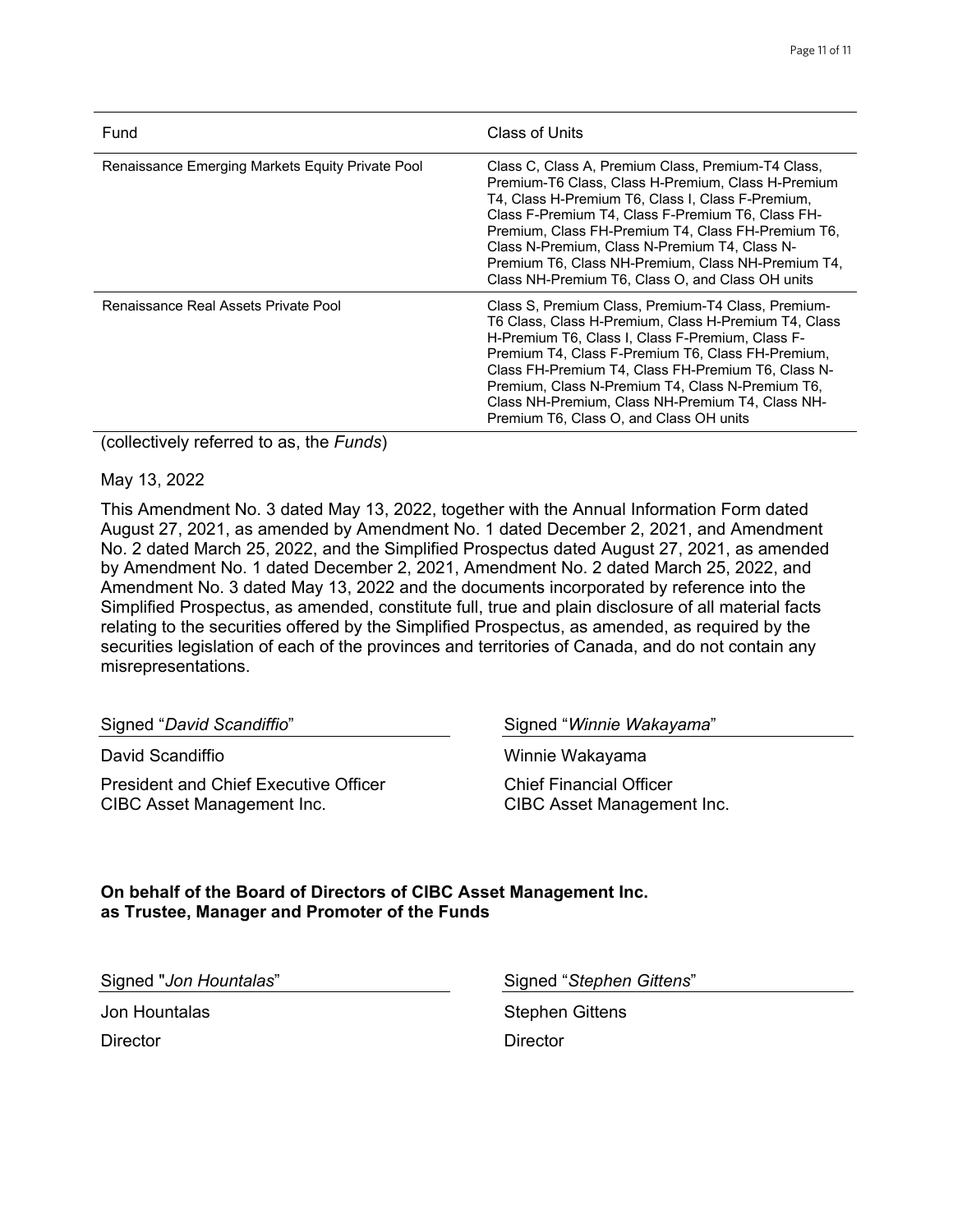| Fund | Class of Units |
| --- | --- |
| Renaissance Emerging Markets Equity Private Pool | Class C, Class A, Premium Class, Premium-T4 Class, Premium-T6 Class, Class H-Premium, Class H-Premium T4, Class H-Premium T6, Class I, Class F-Premium, Class F-Premium T4, Class F-Premium T6, Class FH-Premium, Class FH-Premium T4, Class FH-Premium T6, Class N-Premium, Class N-Premium T4, Class N-Premium T6, Class NH-Premium, Class NH-Premium T4, Class NH-Premium T6, Class O, and Class OH units |
| Renaissance Real Assets Private Pool | Class S, Premium Class, Premium-T4 Class, Premium-T6 Class, Class H-Premium, Class H-Premium T4, Class H-Premium T6, Class I, Class F-Premium, Class F-Premium T4, Class F-Premium T6, Class FH-Premium, Class FH-Premium T4, Class FH-Premium T6, Class N-Premium, Class N-Premium T4, Class N-Premium T6, Class NH-Premium, Class NH-Premium T4, Class NH-Premium T6, Class O, and Class OH units |

(collectively referred to as, the *Funds*)

May 13, 2022

This Amendment No. 3 dated May 13, 2022, together with the Annual Information Form dated August 27, 2021, as amended by Amendment No. 1 dated December 2, 2021, and Amendment No. 2 dated March 25, 2022, and the Simplified Prospectus dated August 27, 2021, as amended by Amendment No. 1 dated December 2, 2021, Amendment No. 2 dated March 25, 2022, and Amendment No. 3 dated May 13, 2022 and the documents incorporated by reference into the Simplified Prospectus, as amended, constitute full, true and plain disclosure of all material facts relating to the securities offered by the Simplified Prospectus, as amended, as required by the securities legislation of each of the provinces and territories of Canada, and do not contain any misrepresentations.

Signed "*David Scandiffio*"

David Scandiffio

President and Chief Executive Officer
CIBC Asset Management Inc.

Signed "*Winnie Wakayama*"

Winnie Wakayama

Chief Financial Officer
CIBC Asset Management Inc.

**On behalf of the Board of Directors of CIBC Asset Management Inc. as Trustee, Manager and Promoter of the Funds**

Signed "*Jon Hountalas*"

Jon Hountalas

Director

Signed "*Stephen Gittens*"

Stephen Gittens

Director